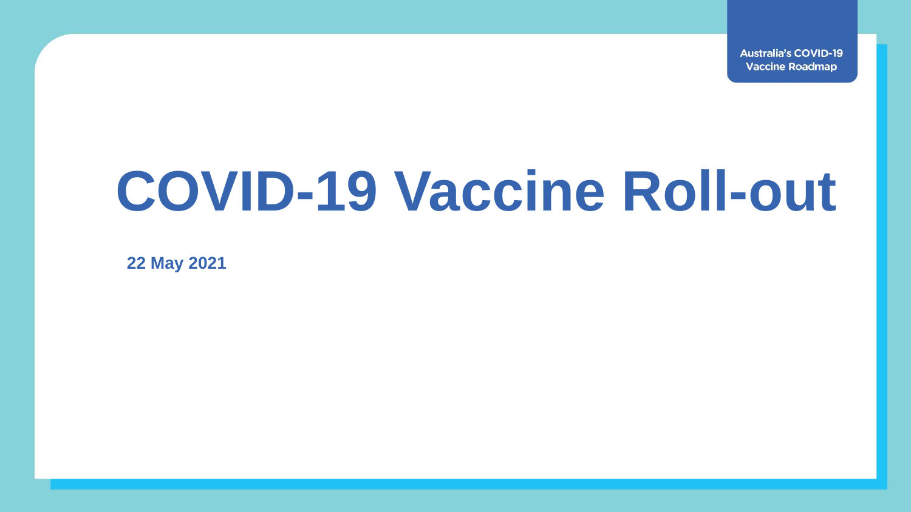Australia's COVID-19 Vaccine Roadmap

# COVID-19 Vaccine Roll-out

**22 May 2021**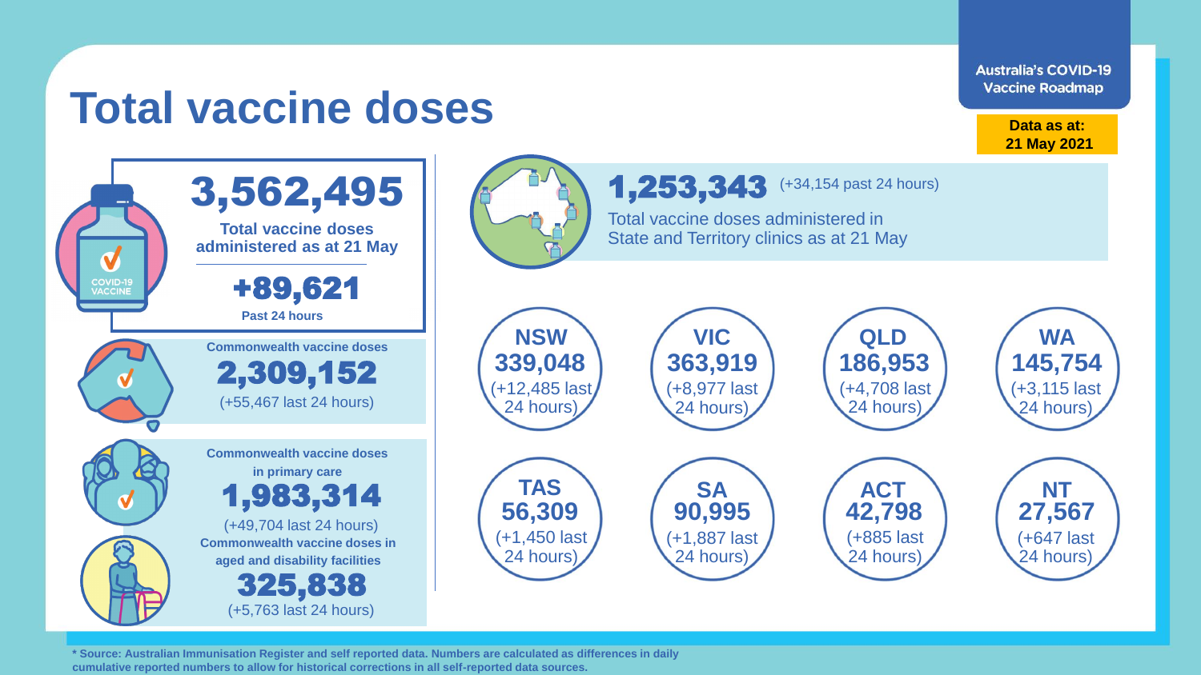# Total vaccine doses

Australia's COVID-19 Vaccine Roadmap

**Data as at: 21 May 2021**

## 3,562,495

**Total vaccine doses administered as at 21 May**

**+89,621**

**Past 24 hours**

**Commonwealth vaccine doses**

**2,309,152**

(+55,467 last 24 hours)

**Commonwealth vaccine doses in primary care**

**1,983,314**

(+49,704 last 24 hours)

**Commonwealth vaccine doses in aged and disability facilities**

**325,838**

(+5,763 last 24 hours)

## 1,253,343 (+34,154 past 24 hours)

Total vaccine doses administered in State and Territory clinics as at 21 May

**NSW**
**339,048**
(+12,485 last 24 hours)

**VIC**
**363,919**
(+8,977 last 24 hours)

**QLD**
**186,953**
(+4,708 last 24 hours)

**WA**
**145,754**
(+3,115 last 24 hours)

**TAS**
**56,309**
(+1,450 last 24 hours)

**SA**
**90,995**
(+1,887 last 24 hours)

**ACT**
**42,798**
(+885 last 24 hours)

**NT**
**27,567**
(+647 last 24 hours)

**\* Source: Australian Immunisation Register and self reported data. Numbers are calculated as differences in daily cumulative reported numbers to allow for historical corrections in all self-reported data sources.**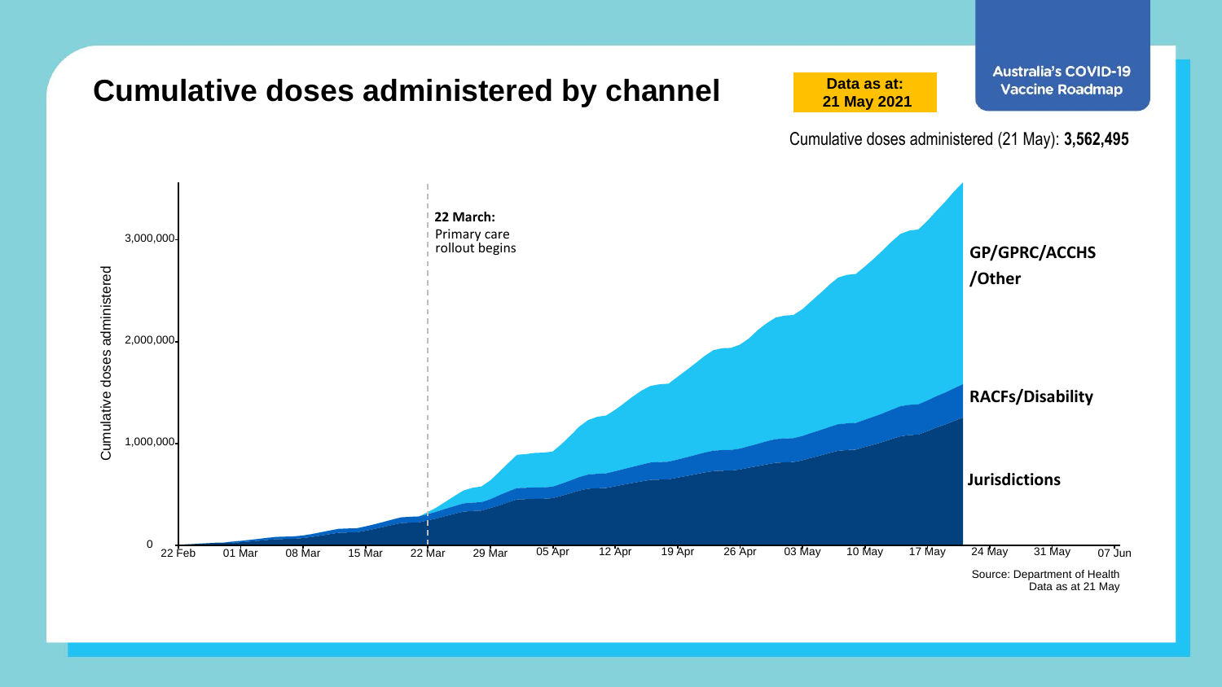# Cumulative doses administered by channel

**Data as at: 21 May 2021**

Australia's COVID-19 Vaccine Roadmap

Cumulative doses administered (21 May): **3,562,495**

Cumulative doses administered

3,000,000
2,000,000
1,000,000
0

22 Feb
01 Mar
08 Mar
15 Mar
22 Mar
29 Mar
05 Apr
12 Apr
19 Apr
26 Apr
03 May
10 May
17 May
24 May
31 May
07 Jun

**22 March:** Primary care rollout begins

**GP/GPRC/ACCHS /Other**

**RACFs/Disability**

**Jurisdictions**

Source: Department of Health
Data as at 21 May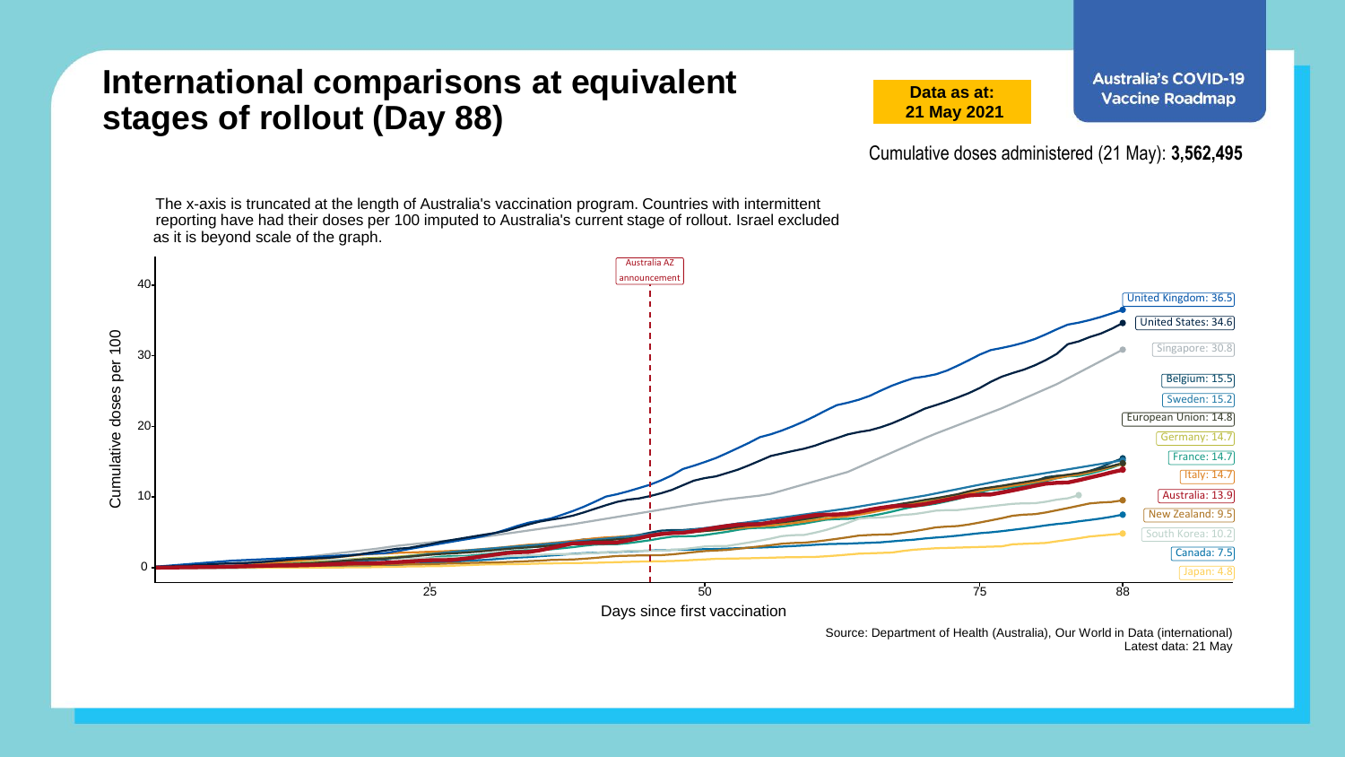# International comparisons at equivalent stages of rollout (Day 88)

**Data as at: 21 May 2021**

**Australia's COVID-19 Vaccine Roadmap**

Cumulative doses administered (21 May): **3,562,495**

The x-axis is truncated at the length of Australia's vaccination program. Countries with intermittent reporting have had their doses per 100 imputed to Australia's current stage of rollout. Israel excluded as it is beyond scale of the graph.

Australia AZ announcement

Cumulative doses per 100

0
10
20
30
40

Days since first vaccination

25
50
75
88

United Kingdom: 36.5
United States: 34.6
Singapore: 30.8
Belgium: 15.5
Sweden: 15.2
European Union: 14.8
Germany: 14.7
France: 14.7
Italy: 14.7
Australia: 13.9
New Zealand: 9.5
South Korea: 10.2
Canada: 7.5
Japan: 4.8

Source: Department of Health (Australia), Our World in Data (international)
Latest data: 21 May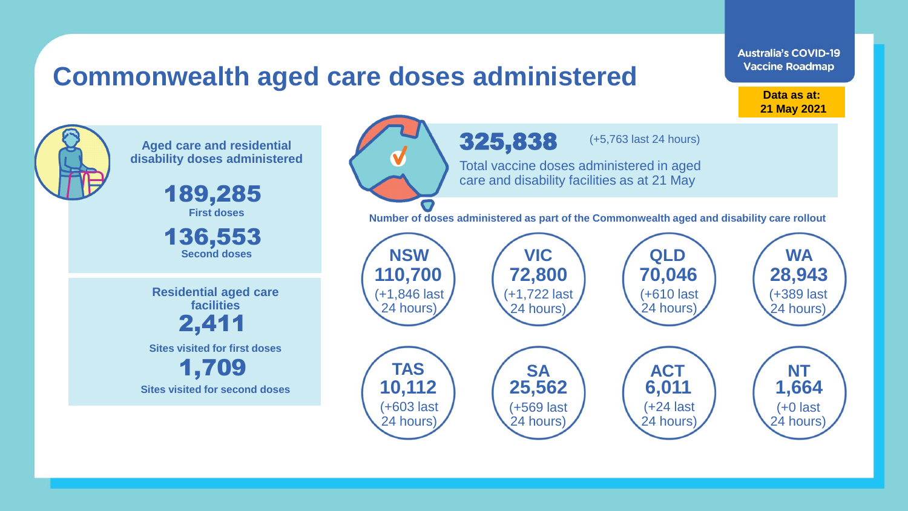# Commonwealth aged care doses administered

Australia's COVID-19 Vaccine Roadmap

**Data as at: 21 May 2021**

**Aged care and residential disability doses administered**

**189,285**
First doses

**136,553**
Second doses

**Residential aged care facilities**

**2,411**
Sites visited for first doses

**1,709**
Sites visited for second doses

**325,838** (+5,763 last 24 hours)

Total vaccine doses administered in aged care and disability facilities as at 21 May

**Number of doses administered as part of the Commonwealth aged and disability care rollout**

**NSW**
**110,700**
(+1,846 last 24 hours)

**VIC**
**72,800**
(+1,722 last 24 hours)

**QLD**
**70,046**
(+610 last 24 hours)

**WA**
**28,943**
(+389 last 24 hours)

**TAS**
**10,112**
(+603 last 24 hours)

**SA**
**25,562**
(+569 last 24 hours)

**ACT**
**6,011**
(+24 last 24 hours)

**NT**
**1,664**
(+0 last 24 hours)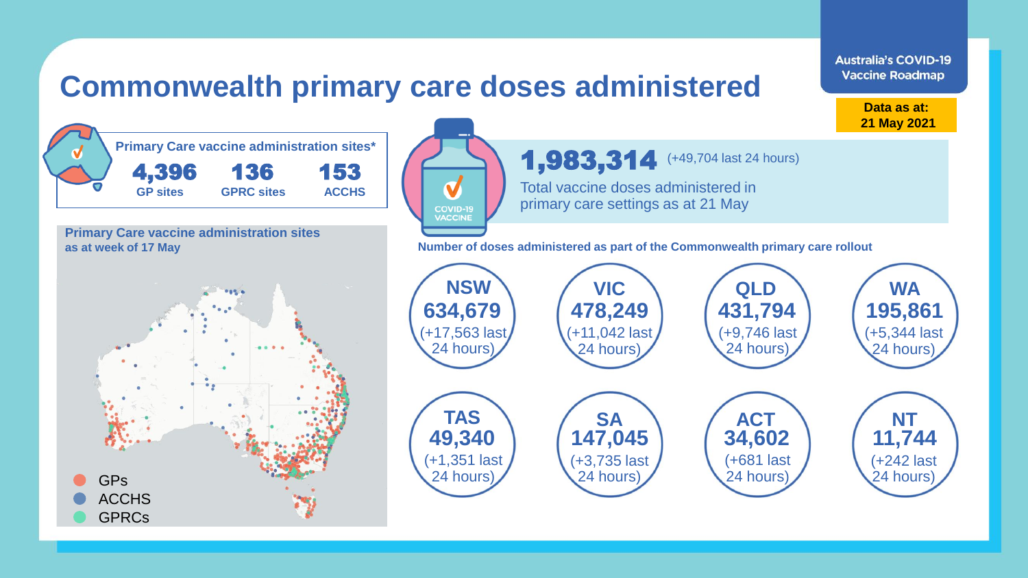Australia's COVID-19 Vaccine Roadmap

**Data as at: 21 May 2021**

# Commonwealth primary care doses administered

**Primary Care vaccine administration sites***

**4,396** GP sites

**136** GPRC sites

**153** ACCHS

**Primary Care vaccine administration sites as at week of 17 May**

GPs

ACCHS

GPRCs

**1,983,314** (+49,704 last 24 hours)

Total vaccine doses administered in primary care settings as at 21 May

**Number of doses administered as part of the Commonwealth primary care rollout**

**NSW**
**634,679**
(+17,563 last 24 hours)

**VIC**
**478,249**
(+11,042 last 24 hours)

**QLD**
**431,794**
(+9,746 last 24 hours)

**WA**
**195,861**
(+5,344 last 24 hours)

**TAS**
**49,340**
(+1,351 last 24 hours)

**SA**
**147,045**
(+3,735 last 24 hours)

**ACT**
**34,602**
(+681 last 24 hours)

**NT**
**11,744**
(+242 last 24 hours)